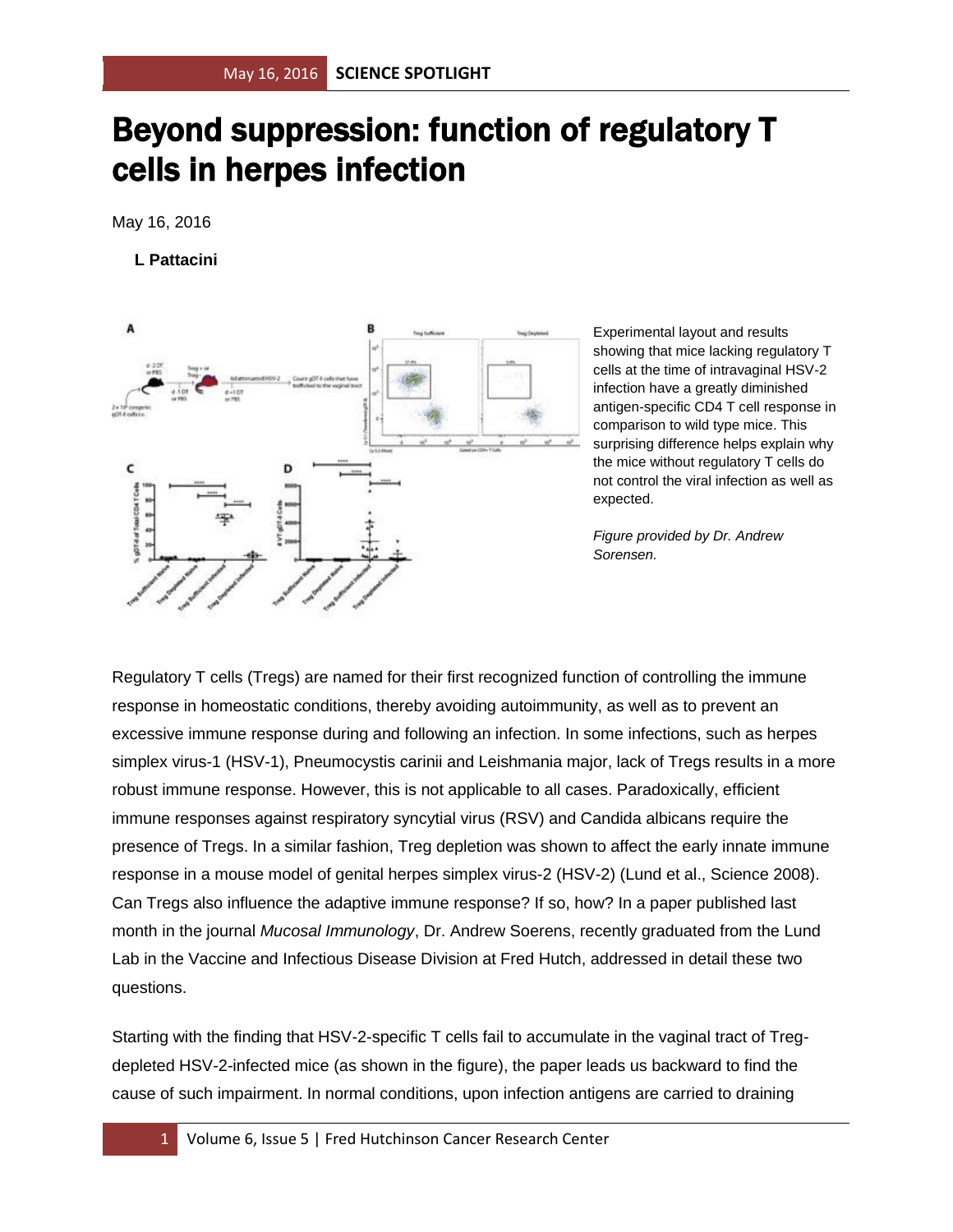# Beyond suppression: function of regulatory T cells in herpes infection

May 16, 2016

**L Pattacini**

Experimental layout and results showing that mice lacking regulatory T cells at the time of intravaginal HSV-2 infection have a greatly diminished antigen-specific CD4 T cell response in comparison to wild type mice. This surprising difference helps explain why the mice without regulatory T cells do not control the viral infection as well as expected.

*Figure provided by Dr. Andrew Sorensen.*

Regulatory T cells (Tregs) are named for their first recognized function of controlling the immune response in homeostatic conditions, thereby avoiding autoimmunity, as well as to prevent an excessive immune response during and following an infection. In some infections, such as herpes simplex virus-1 (HSV-1), Pneumocystis carinii and Leishmania major, lack of Tregs results in a more robust immune response. However, this is not applicable to all cases. Paradoxically, efficient immune responses against respiratory syncytial virus (RSV) and Candida albicans require the presence of Tregs. In a similar fashion, Treg depletion was shown to affect the early innate immune response in a mouse model of genital herpes simplex virus-2 (HSV-2) (Lund et al., Science 2008). Can Tregs also influence the adaptive immune response? If so, how? In a paper published last month in the journal *Mucosal Immunology*, Dr. Andrew Soerens, recently graduated from the Lund Lab in the Vaccine and Infectious Disease Division at Fred Hutch, addressed in detail these two questions.

Starting with the finding that HSV-2-specific T cells fail to accumulate in the vaginal tract of Treg-depleted HSV-2-infected mice (as shown in the figure), the paper leads us backward to find the cause of such impairment. In normal conditions, upon infection antigens are carried to draining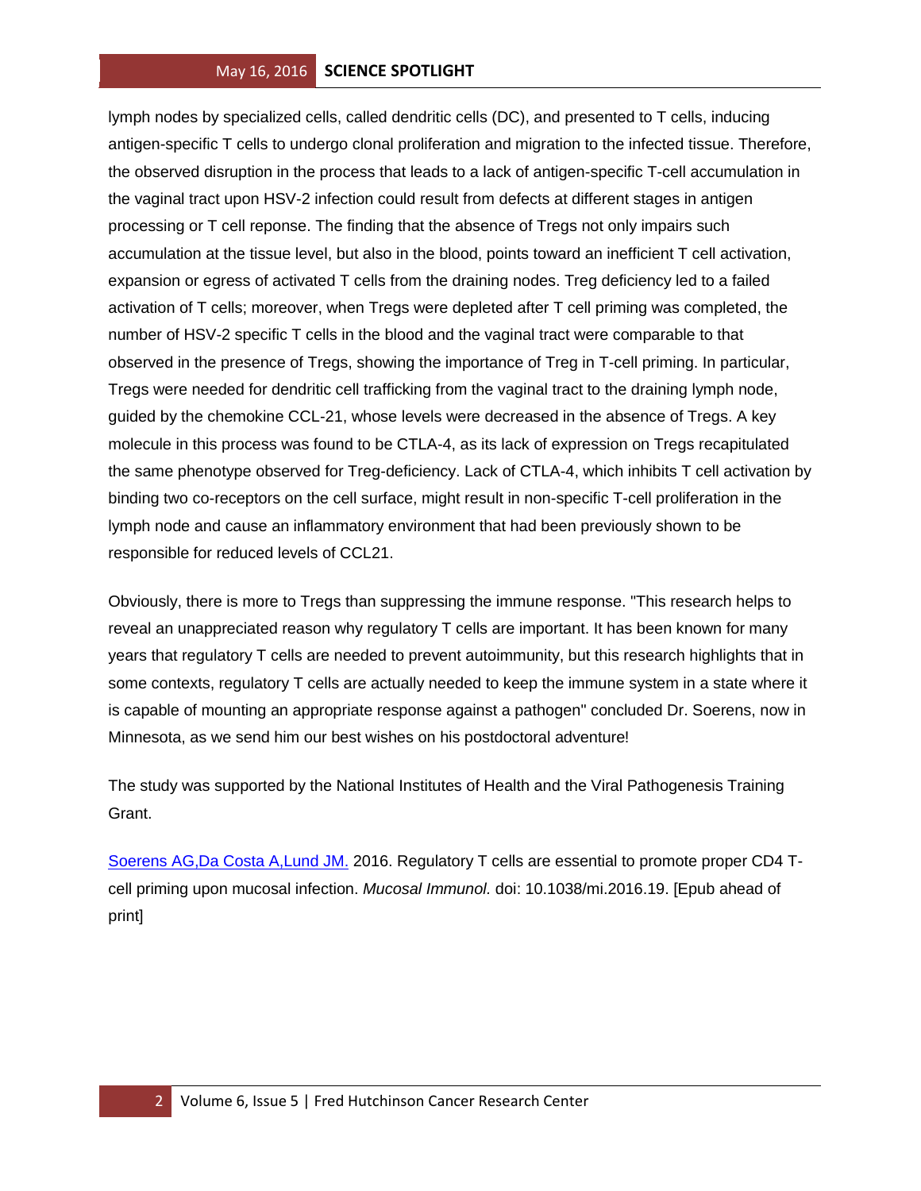lymph nodes by specialized cells, called dendritic cells (DC), and presented to T cells, inducing antigen-specific T cells to undergo clonal proliferation and migration to the infected tissue. Therefore, the observed disruption in the process that leads to a lack of antigen-specific T-cell accumulation in the vaginal tract upon HSV-2 infection could result from defects at different stages in antigen processing or T cell reponse. The finding that the absence of Tregs not only impairs such accumulation at the tissue level, but also in the blood, points toward an inefficient T cell activation, expansion or egress of activated T cells from the draining nodes. Treg deficiency led to a failed activation of T cells; moreover, when Tregs were depleted after T cell priming was completed, the number of HSV-2 specific T cells in the blood and the vaginal tract were comparable to that observed in the presence of Tregs, showing the importance of Treg in T-cell priming. In particular, Tregs were needed for dendritic cell trafficking from the vaginal tract to the draining lymph node, guided by the chemokine CCL-21, whose levels were decreased in the absence of Tregs. A key molecule in this process was found to be CTLA-4, as its lack of expression on Tregs recapitulated the same phenotype observed for Treg-deficiency. Lack of CTLA-4, which inhibits T cell activation by binding two co-receptors on the cell surface, might result in non-specific T-cell proliferation in the lymph node and cause an inflammatory environment that had been previously shown to be responsible for reduced levels of CCL21.

Obviously, there is more to Tregs than suppressing the immune response. "This research helps to reveal an unappreciated reason why regulatory T cells are important. It has been known for many years that regulatory T cells are needed to prevent autoimmunity, but this research highlights that in some contexts, regulatory T cells are actually needed to keep the immune system in a state where it is capable of mounting an appropriate response against a pathogen" concluded Dr. Soerens, now in Minnesota, as we send him our best wishes on his postdoctoral adventure!

The study was supported by the National Institutes of Health and the Viral Pathogenesis Training Grant.

Soerens AG,Da Costa A,Lund JM. 2016. Regulatory T cells are essential to promote proper CD4 T-cell priming upon mucosal infection. *Mucosal Immunol.* doi: 10.1038/mi.2016.19. [Epub ahead of print]